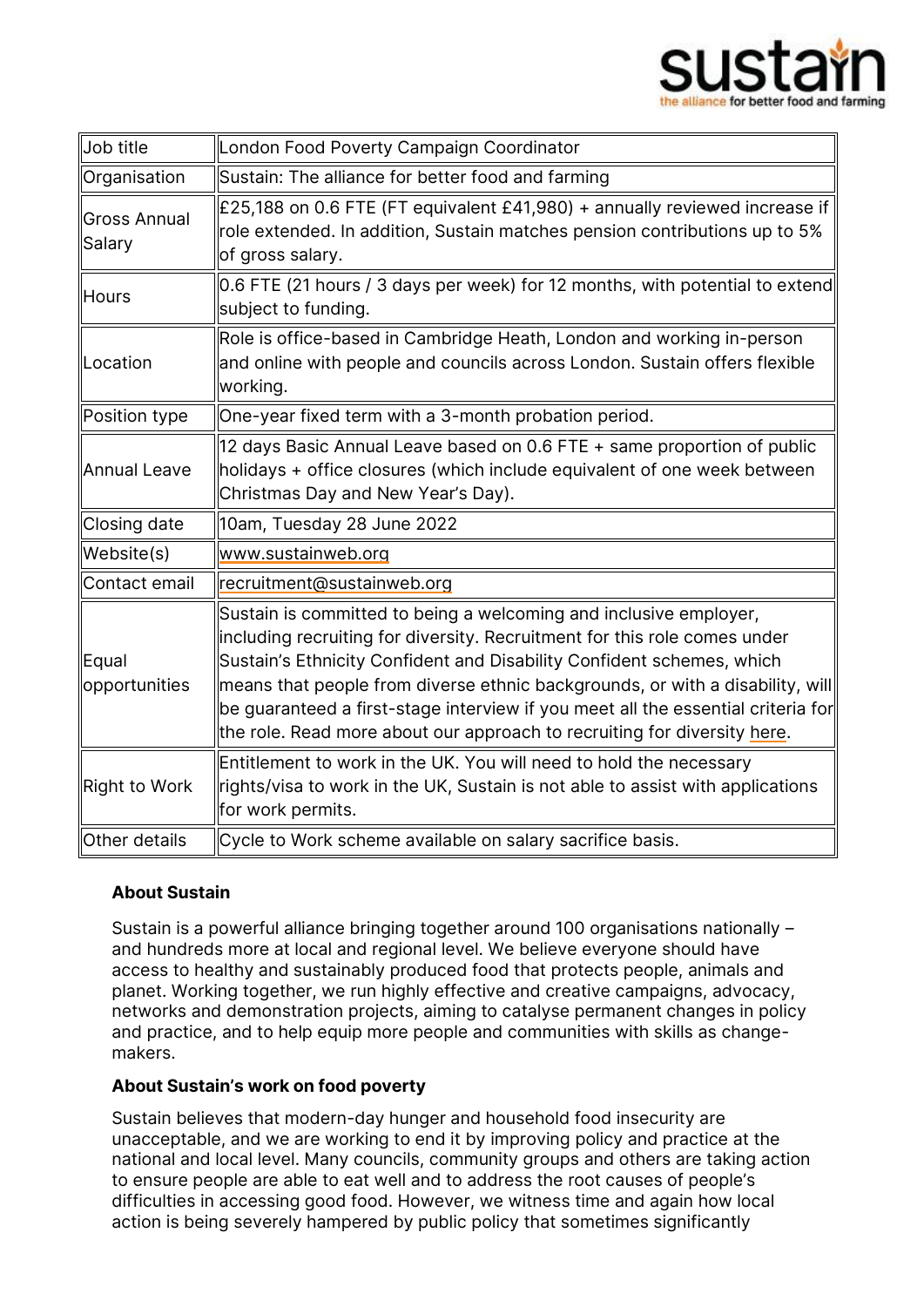| | |
|---|---|
| Job title | London Food Poverty Campaign Coordinator |
| Organisation | Sustain: The alliance for better food and farming |
| Gross Annual Salary | £25,188 on 0.6 FTE (FT equivalent £41,980) + annually reviewed increase if role extended. In addition, Sustain matches pension contributions up to 5% of gross salary. |
| Hours | 0.6 FTE (21 hours / 3 days per week) for 12 months, with potential to extend subject to funding. |
| Location | Role is office-based in Cambridge Heath, London and working in-person and online with people and councils across London. Sustain offers flexible working. |
| Position type | One-year fixed term with a 3-month probation period. |
| Annual Leave | 12 days Basic Annual Leave based on 0.6 FTE + same proportion of public holidays + office closures (which include equivalent of one week between Christmas Day and New Year's Day). |
| Closing date | 10am, Tuesday 28 June 2022 |
| Website(s) | www.sustainweb.org |
| Contact email | recruitment@sustainweb.org |
| Equal opportunities | Sustain is committed to being a welcoming and inclusive employer, including recruiting for diversity. Recruitment for this role comes under Sustain's Ethnicity Confident and Disability Confident schemes, which means that people from diverse ethnic backgrounds, or with a disability, will be guaranteed a first-stage interview if you meet all the essential criteria for the role. Read more about our approach to recruiting for diversity here. |
| Right to Work | Entitlement to work in the UK. You will need to hold the necessary rights/visa to work in the UK, Sustain is not able to assist with applications for work permits. |
| Other details | Cycle to Work scheme available on salary sacrifice basis. |

**About Sustain**

Sustain is a powerful alliance bringing together around 100 organisations nationally – and hundreds more at local and regional level. We believe everyone should have access to healthy and sustainably produced food that protects people, animals and planet. Working together, we run highly effective and creative campaigns, advocacy, networks and demonstration projects, aiming to catalyse permanent changes in policy and practice, and to help equip more people and communities with skills as change-makers.

**About Sustain's work on food poverty**

Sustain believes that modern-day hunger and household food insecurity are unacceptable, and we are working to end it by improving policy and practice at the national and local level. Many councils, community groups and others are taking action to ensure people are able to eat well and to address the root causes of people's difficulties in accessing good food. However, we witness time and again how local action is being severely hampered by public policy that sometimes significantly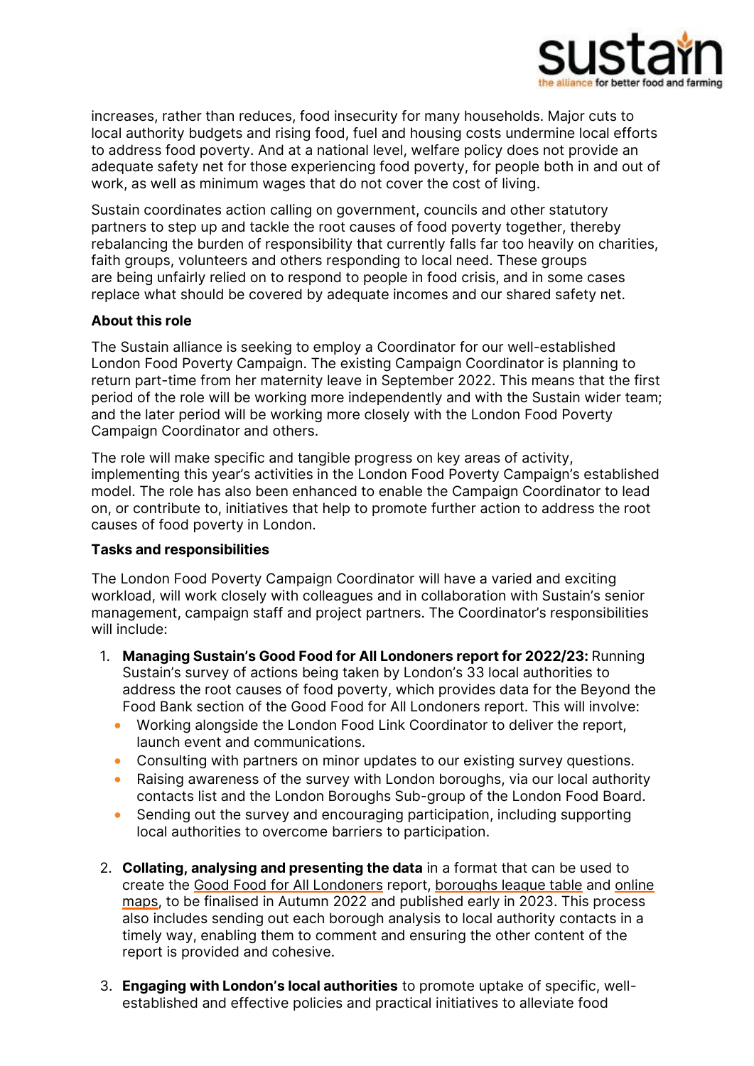increases, rather than reduces, food insecurity for many households. Major cuts to local authority budgets and rising food, fuel and housing costs undermine local efforts to address food poverty. And at a national level, welfare policy does not provide an adequate safety net for those experiencing food poverty, for people both in and out of work, as well as minimum wages that do not cover the cost of living.

Sustain coordinates action calling on government, councils and other statutory partners to step up and tackle the root causes of food poverty together, thereby rebalancing the burden of responsibility that currently falls far too heavily on charities, faith groups, volunteers and others responding to local need. These groups are being unfairly relied on to respond to people in food crisis, and in some cases replace what should be covered by adequate incomes and our shared safety net.

**About this role**

The Sustain alliance is seeking to employ a Coordinator for our well-established London Food Poverty Campaign. The existing Campaign Coordinator is planning to return part-time from her maternity leave in September 2022. This means that the first period of the role will be working more independently and with the Sustain wider team; and the later period will be working more closely with the London Food Poverty Campaign Coordinator and others.

The role will make specific and tangible progress on key areas of activity, implementing this year's activities in the London Food Poverty Campaign's established model. The role has also been enhanced to enable the Campaign Coordinator to lead on, or contribute to, initiatives that help to promote further action to address the root causes of food poverty in London.

**Tasks and responsibilities**

The London Food Poverty Campaign Coordinator will have a varied and exciting workload, will work closely with colleagues and in collaboration with Sustain's senior management, campaign staff and project partners. The Coordinator's responsibilities will include:

1. **Managing Sustain's Good Food for All Londoners report for 2022/23:** Running Sustain's survey of actions being taken by London's 33 local authorities to address the root causes of food poverty, which provides data for the Beyond the Food Bank section of the Good Food for All Londoners report. This will involve:
   - Working alongside the London Food Link Coordinator to deliver the report, launch event and communications.
   - Consulting with partners on minor updates to our existing survey questions.
   - Raising awareness of the survey with London boroughs, via our local authority contacts list and the London Boroughs Sub-group of the London Food Board.
   - Sending out the survey and encouraging participation, including supporting local authorities to overcome barriers to participation.

2. **Collating, analysing and presenting the data** in a format that can be used to create the Good Food for All Londoners report, boroughs league table and online maps, to be finalised in Autumn 2022 and published early in 2023. This process also includes sending out each borough analysis to local authority contacts in a timely way, enabling them to comment and ensuring the other content of the report is provided and cohesive.

3. **Engaging with London's local authorities** to promote uptake of specific, well-established and effective policies and practical initiatives to alleviate food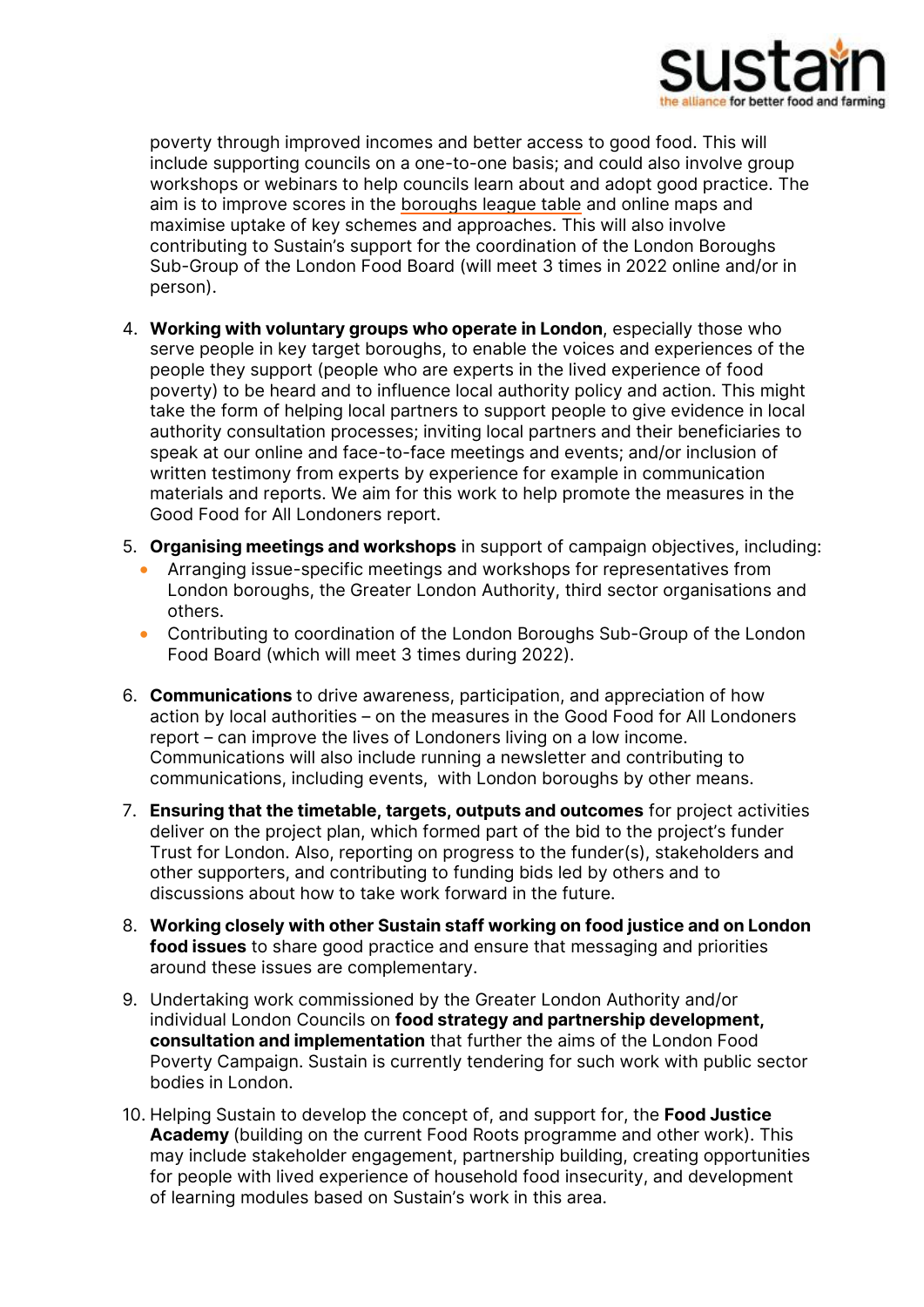poverty through improved incomes and better access to good food. This will include supporting councils on a one-to-one basis; and could also involve group workshops or webinars to help councils learn about and adopt good practice. The aim is to improve scores in the boroughs league table and online maps and maximise uptake of key schemes and approaches. This will also involve contributing to Sustain's support for the coordination of the London Boroughs Sub-Group of the London Food Board (will meet 3 times in 2022 online and/or in person).

4. **Working with voluntary groups who operate in London**, especially those who serve people in key target boroughs, to enable the voices and experiences of the people they support (people who are experts in the lived experience of food poverty) to be heard and to influence local authority policy and action. This might take the form of helping local partners to support people to give evidence in local authority consultation processes; inviting local partners and their beneficiaries to speak at our online and face-to-face meetings and events; and/or inclusion of written testimony from experts by experience for example in communication materials and reports. We aim for this work to help promote the measures in the Good Food for All Londoners report.

5. **Organising meetings and workshops** in support of campaign objectives, including:
   - Arranging issue-specific meetings and workshops for representatives from London boroughs, the Greater London Authority, third sector organisations and others.
   - Contributing to coordination of the London Boroughs Sub-Group of the London Food Board (which will meet 3 times during 2022).

6. **Communications** to drive awareness, participation, and appreciation of how action by local authorities – on the measures in the Good Food for All Londoners report – can improve the lives of Londoners living on a low income. Communications will also include running a newsletter and contributing to communications, including events, with London boroughs by other means.

7. **Ensuring that the timetable, targets, outputs and outcomes** for project activities deliver on the project plan, which formed part of the bid to the project's funder Trust for London. Also, reporting on progress to the funder(s), stakeholders and other supporters, and contributing to funding bids led by others and to discussions about how to take work forward in the future.

8. **Working closely with other Sustain staff working on food justice and on London food issues** to share good practice and ensure that messaging and priorities around these issues are complementary.

9. Undertaking work commissioned by the Greater London Authority and/or individual London Councils on **food strategy and partnership development, consultation and implementation** that further the aims of the London Food Poverty Campaign. Sustain is currently tendering for such work with public sector bodies in London.

10. Helping Sustain to develop the concept of, and support for, the **Food Justice Academy** (building on the current Food Roots programme and other work). This may include stakeholder engagement, partnership building, creating opportunities for people with lived experience of household food insecurity, and development of learning modules based on Sustain's work in this area.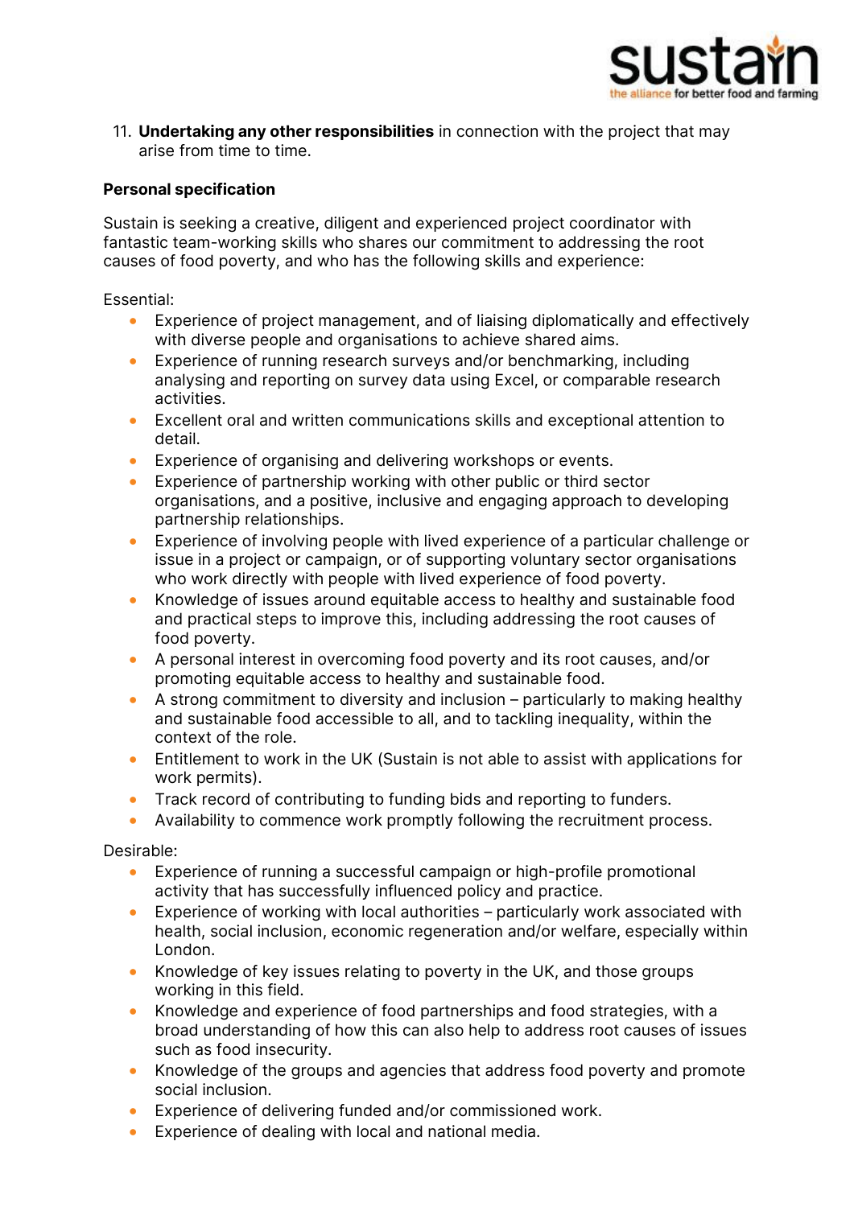11. **Undertaking any other responsibilities** in connection with the project that may arise from time to time.

**Personal specification**

Sustain is seeking a creative, diligent and experienced project coordinator with fantastic team-working skills who shares our commitment to addressing the root causes of food poverty, and who has the following skills and experience:

Essential:

- Experience of project management, and of liaising diplomatically and effectively with diverse people and organisations to achieve shared aims.
- Experience of running research surveys and/or benchmarking, including analysing and reporting on survey data using Excel, or comparable research activities.
- Excellent oral and written communications skills and exceptional attention to detail.
- Experience of organising and delivering workshops or events.
- Experience of partnership working with other public or third sector organisations, and a positive, inclusive and engaging approach to developing partnership relationships.
- Experience of involving people with lived experience of a particular challenge or issue in a project or campaign, or of supporting voluntary sector organisations who work directly with people with lived experience of food poverty.
- Knowledge of issues around equitable access to healthy and sustainable food and practical steps to improve this, including addressing the root causes of food poverty.
- A personal interest in overcoming food poverty and its root causes, and/or promoting equitable access to healthy and sustainable food.
- A strong commitment to diversity and inclusion – particularly to making healthy and sustainable food accessible to all, and to tackling inequality, within the context of the role.
- Entitlement to work in the UK (Sustain is not able to assist with applications for work permits).
- Track record of contributing to funding bids and reporting to funders.
- Availability to commence work promptly following the recruitment process.

Desirable:

- Experience of running a successful campaign or high-profile promotional activity that has successfully influenced policy and practice.
- Experience of working with local authorities – particularly work associated with health, social inclusion, economic regeneration and/or welfare, especially within London.
- Knowledge of key issues relating to poverty in the UK, and those groups working in this field.
- Knowledge and experience of food partnerships and food strategies, with a broad understanding of how this can also help to address root causes of issues such as food insecurity.
- Knowledge of the groups and agencies that address food poverty and promote social inclusion.
- Experience of delivering funded and/or commissioned work.
- Experience of dealing with local and national media.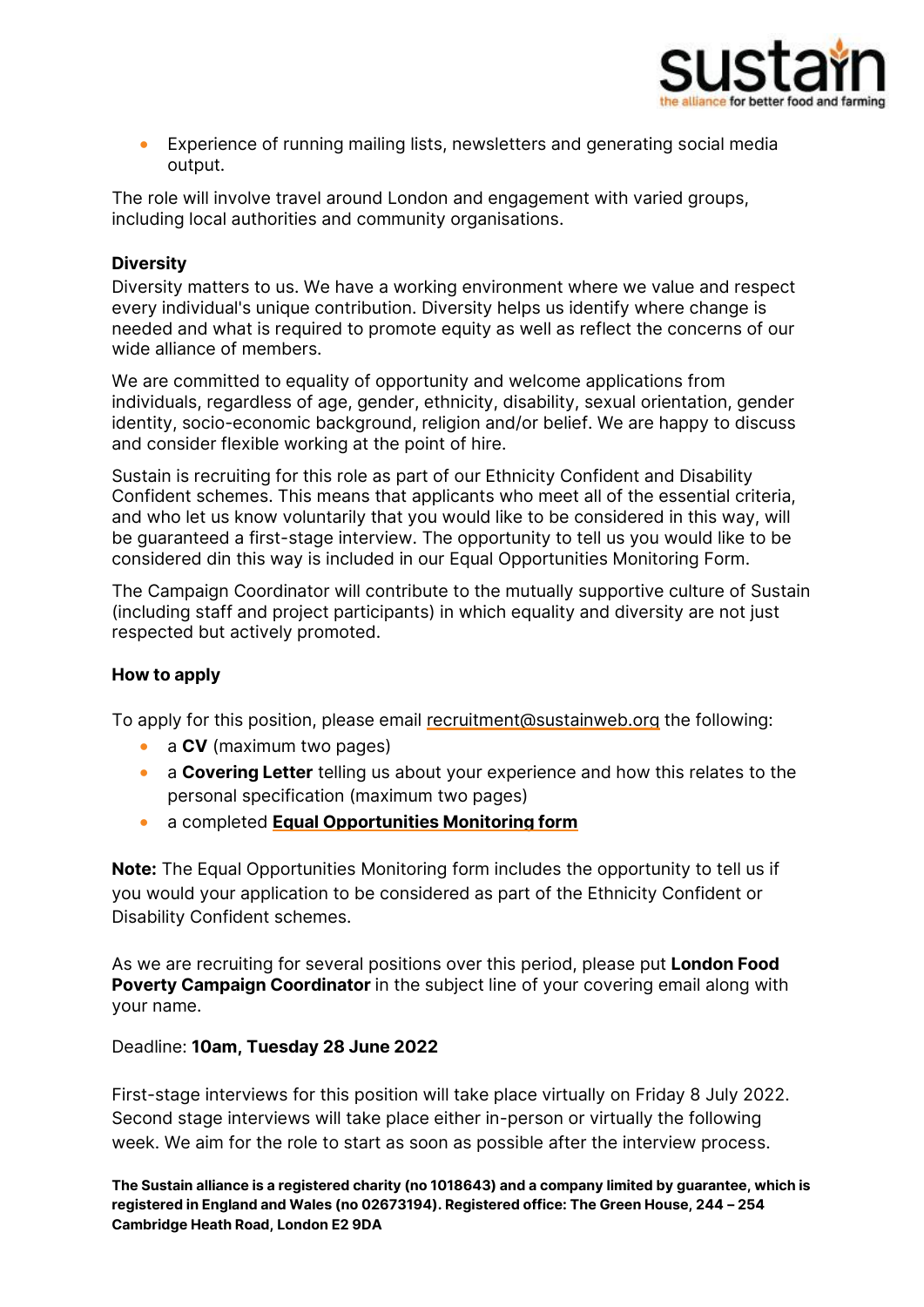- Experience of running mailing lists, newsletters and generating social media output.

The role will involve travel around London and engagement with varied groups, including local authorities and community organisations.

**Diversity**

Diversity matters to us. We have a working environment where we value and respect every individual's unique contribution. Diversity helps us identify where change is needed and what is required to promote equity as well as reflect the concerns of our wide alliance of members.

We are committed to equality of opportunity and welcome applications from individuals, regardless of age, gender, ethnicity, disability, sexual orientation, gender identity, socio-economic background, religion and/or belief. We are happy to discuss and consider flexible working at the point of hire.

Sustain is recruiting for this role as part of our Ethnicity Confident and Disability Confident schemes. This means that applicants who meet all of the essential criteria, and who let us know voluntarily that you would like to be considered in this way, will be guaranteed a first-stage interview. The opportunity to tell us you would like to be considered din this way is included in our Equal Opportunities Monitoring Form.

The Campaign Coordinator will contribute to the mutually supportive culture of Sustain (including staff and project participants) in which equality and diversity are not just respected but actively promoted.

**How to apply**

To apply for this position, please email recruitment@sustainweb.org the following:

- a **CV** (maximum two pages)
- a **Covering Letter** telling us about your experience and how this relates to the personal specification (maximum two pages)
- a completed **Equal Opportunities Monitoring form**

**Note:** The Equal Opportunities Monitoring form includes the opportunity to tell us if you would your application to be considered as part of the Ethnicity Confident or Disability Confident schemes.

As we are recruiting for several positions over this period, please put **London Food Poverty Campaign Coordinator** in the subject line of your covering email along with your name.

Deadline: **10am, Tuesday 28 June 2022**

First-stage interviews for this position will take place virtually on Friday 8 July 2022. Second stage interviews will take place either in-person or virtually the following week. We aim for the role to start as soon as possible after the interview process.

**The Sustain alliance is a registered charity (no 1018643) and a company limited by guarantee, which is registered in England and Wales (no 02673194). Registered office: The Green House, 244 – 254 Cambridge Heath Road, London E2 9DA**